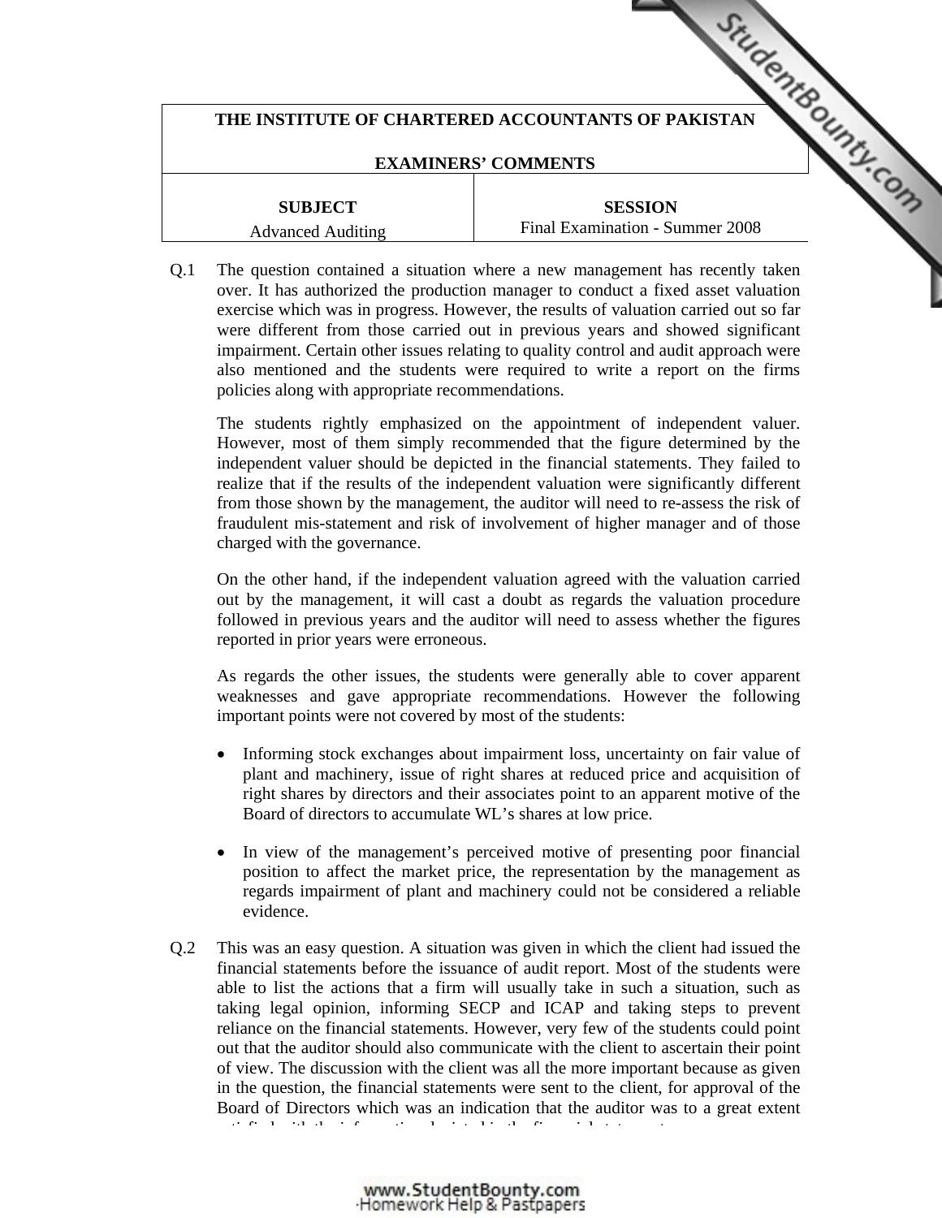**THE INSTITUTE OF CHARTERED ACCOUNTANTS OF PAKISTAN**

**EXAMINERS' COMMENTS**

| **SUBJECT** | **SESSION** |
|---|---|
| Advanced Auditing | Final Examination - Summer 2008 |

Q.1 The question contained a situation where a new management has recently taken over. It has authorized the production manager to conduct a fixed asset valuation exercise which was in progress. However, the results of valuation carried out so far were different from those carried out in previous years and showed significant impairment. Certain other issues relating to quality control and audit approach were also mentioned and the students were required to write a report on the firms policies along with appropriate recommendations.

The students rightly emphasized on the appointment of independent valuer. However, most of them simply recommended that the figure determined by the independent valuer should be depicted in the financial statements. They failed to realize that if the results of the independent valuation were significantly different from those shown by the management, the auditor will need to re-assess the risk of fraudulent mis-statement and risk of involvement of higher manager and of those charged with the governance.

On the other hand, if the independent valuation agreed with the valuation carried out by the management, it will cast a doubt as regards the valuation procedure followed in previous years and the auditor will need to assess whether the figures reported in prior years were erroneous.

As regards the other issues, the students were generally able to cover apparent weaknesses and gave appropriate recommendations. However the following important points were not covered by most of the students:

- Informing stock exchanges about impairment loss, uncertainty on fair value of plant and machinery, issue of right shares at reduced price and acquisition of right shares by directors and their associates point to an apparent motive of the Board of directors to accumulate WL's shares at low price.
- In view of the management's perceived motive of presenting poor financial position to affect the market price, the representation by the management as regards impairment of plant and machinery could not be considered a reliable evidence.

Q.2 This was an easy question. A situation was given in which the client had issued the financial statements before the issuance of audit report. Most of the students were able to list the actions that a firm will usually take in such a situation, such as taking legal opinion, informing SECP and ICAP and taking steps to prevent reliance on the financial statements. However, very few of the students could point out that the auditor should also communicate with the client to ascertain their point of view. The discussion with the client was all the more important because as given in the question, the financial statements were sent to the client, for approval of the Board of Directors which was an indication that the auditor was to a great extent satisfied with the information depicted in the financial statements.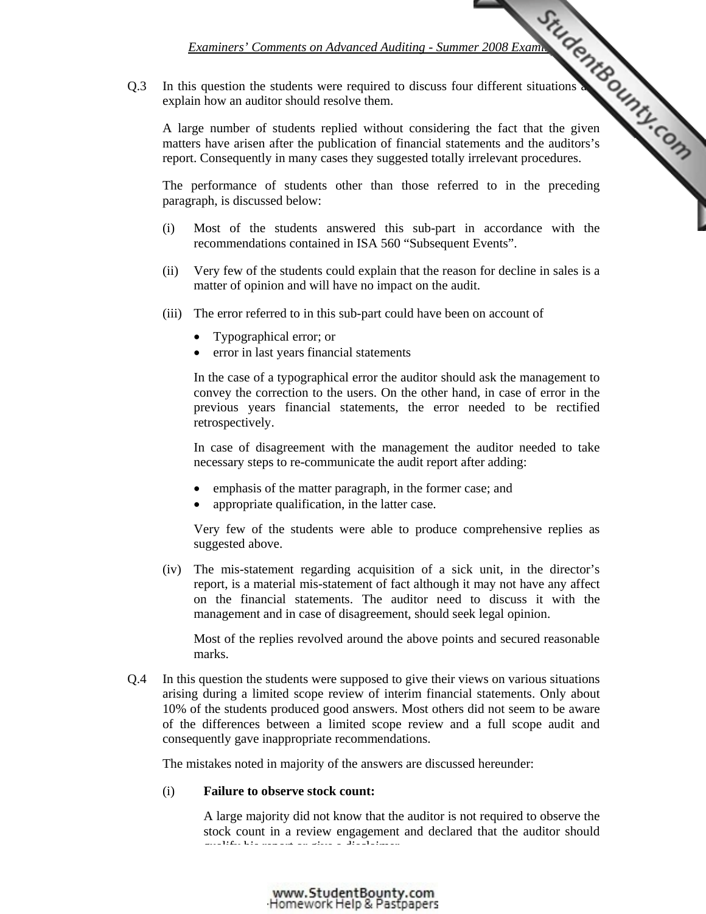Q.3 In this question the students were required to discuss four different situations and explain how an auditor should resolve them.

A large number of students replied without considering the fact that the given matters have arisen after the publication of financial statements and the auditors's report. Consequently in many cases they suggested totally irrelevant procedures.

The performance of students other than those referred to in the preceding paragraph, is discussed below:

(i) Most of the students answered this sub-part in accordance with the recommendations contained in ISA 560 "Subsequent Events".

(ii) Very few of the students could explain that the reason for decline in sales is a matter of opinion and will have no impact on the audit.

(iii) The error referred to in this sub-part could have been on account of

- Typographical error; or
- error in last years financial statements

In the case of a typographical error the auditor should ask the management to convey the correction to the users. On the other hand, in case of error in the previous years financial statements, the error needed to be rectified retrospectively.

In case of disagreement with the management the auditor needed to take necessary steps to re-communicate the audit report after adding:

- emphasis of the matter paragraph, in the former case; and
- appropriate qualification, in the latter case.

Very few of the students were able to produce comprehensive replies as suggested above.

(iv) The mis-statement regarding acquisition of a sick unit, in the director's report, is a material mis-statement of fact although it may not have any affect on the financial statements. The auditor need to discuss it with the management and in case of disagreement, should seek legal opinion.

Most of the replies revolved around the above points and secured reasonable marks.

Q.4 In this question the students were supposed to give their views on various situations arising during a limited scope review of interim financial statements. Only about 10% of the students produced good answers. Most others did not seem to be aware of the differences between a limited scope review and a full scope audit and consequently gave inappropriate recommendations.

The mistakes noted in majority of the answers are discussed hereunder:

(i) **Failure to observe stock count:**

A large majority did not know that the auditor is not required to observe the stock count in a review engagement and declared that the auditor should qualify his report or give a disclaimer.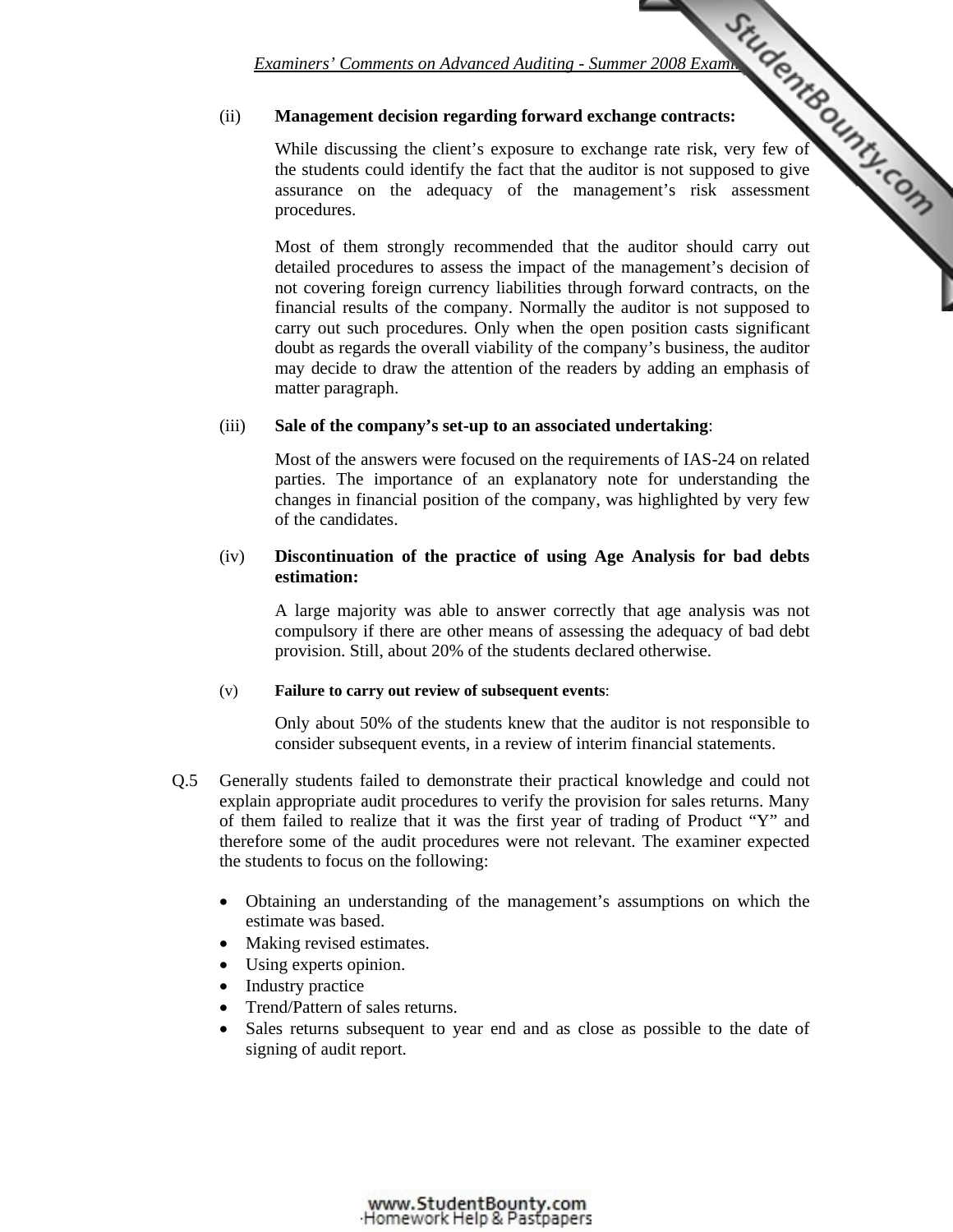(ii) **Management decision regarding forward exchange contracts:**

While discussing the client's exposure to exchange rate risk, very few of the students could identify the fact that the auditor is not supposed to give assurance on the adequacy of the management's risk assessment procedures.

Most of them strongly recommended that the auditor should carry out detailed procedures to assess the impact of the management's decision of not covering foreign currency liabilities through forward contracts, on the financial results of the company. Normally the auditor is not supposed to carry out such procedures. Only when the open position casts significant doubt as regards the overall viability of the company's business, the auditor may decide to draw the attention of the readers by adding an emphasis of matter paragraph.

(iii) **Sale of the company's set-up to an associated undertaking**:

Most of the answers were focused on the requirements of IAS-24 on related parties. The importance of an explanatory note for understanding the changes in financial position of the company, was highlighted by very few of the candidates.

(iv) **Discontinuation of the practice of using Age Analysis for bad debts estimation:**

A large majority was able to answer correctly that age analysis was not compulsory if there are other means of assessing the adequacy of bad debt provision. Still, about 20% of the students declared otherwise.

(v) **Failure to carry out review of subsequent events**:

Only about 50% of the students knew that the auditor is not responsible to consider subsequent events, in a review of interim financial statements.

Q.5 Generally students failed to demonstrate their practical knowledge and could not explain appropriate audit procedures to verify the provision for sales returns. Many of them failed to realize that it was the first year of trading of Product "Y" and therefore some of the audit procedures were not relevant. The examiner expected the students to focus on the following:

- Obtaining an understanding of the management's assumptions on which the estimate was based.
- Making revised estimates.
- Using experts opinion.
- Industry practice
- Trend/Pattern of sales returns.
- Sales returns subsequent to year end and as close as possible to the date of signing of audit report.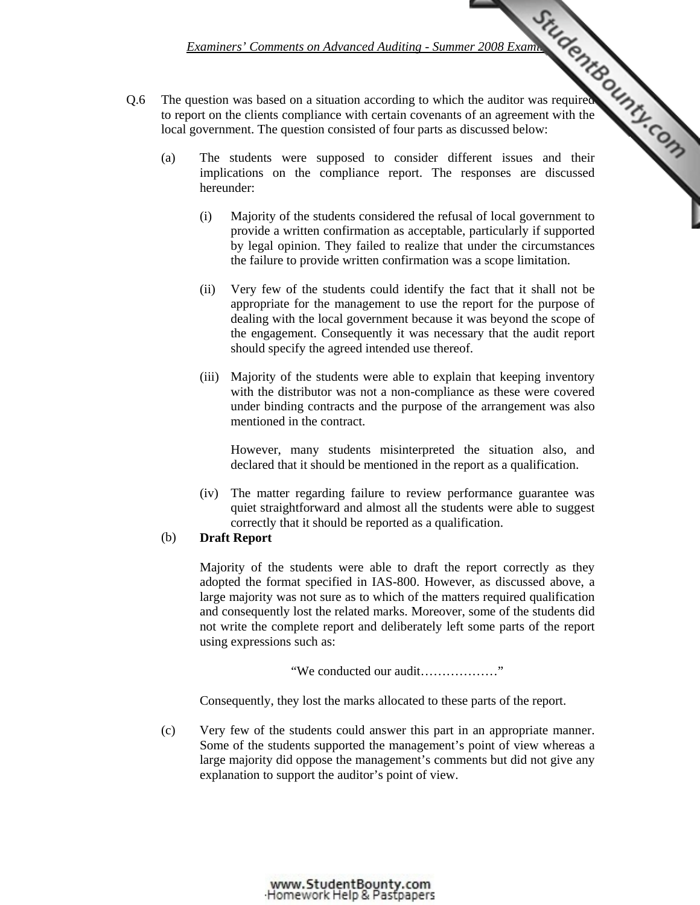Q.6 The question was based on a situation according to which the auditor was required to report on the clients compliance with certain covenants of an agreement with the local government. The question consisted of four parts as discussed below:

(a) The students were supposed to consider different issues and their implications on the compliance report. The responses are discussed hereunder:

  (i) Majority of the students considered the refusal of local government to provide a written confirmation as acceptable, particularly if supported by legal opinion. They failed to realize that under the circumstances the failure to provide written confirmation was a scope limitation.

  (ii) Very few of the students could identify the fact that it shall not be appropriate for the management to use the report for the purpose of dealing with the local government because it was beyond the scope of the engagement. Consequently it was necessary that the audit report should specify the agreed intended use thereof.

  (iii) Majority of the students were able to explain that keeping inventory with the distributor was not a non-compliance as these were covered under binding contracts and the purpose of the arrangement was also mentioned in the contract.

  However, many students misinterpreted the situation also, and declared that it should be mentioned in the report as a qualification.

  (iv) The matter regarding failure to review performance guarantee was quiet straightforward and almost all the students were able to suggest correctly that it should be reported as a qualification.

(b) **Draft Report**

Majority of the students were able to draft the report correctly as they adopted the format specified in IAS-800. However, as discussed above, a large majority was not sure as to which of the matters required qualification and consequently lost the related marks. Moreover, some of the students did not write the complete report and deliberately left some parts of the report using expressions such as:

"We conducted our audit………………"

Consequently, they lost the marks allocated to these parts of the report.

(c) Very few of the students could answer this part in an appropriate manner. Some of the students supported the management's point of view whereas a large majority did oppose the management's comments but did not give any explanation to support the auditor's point of view.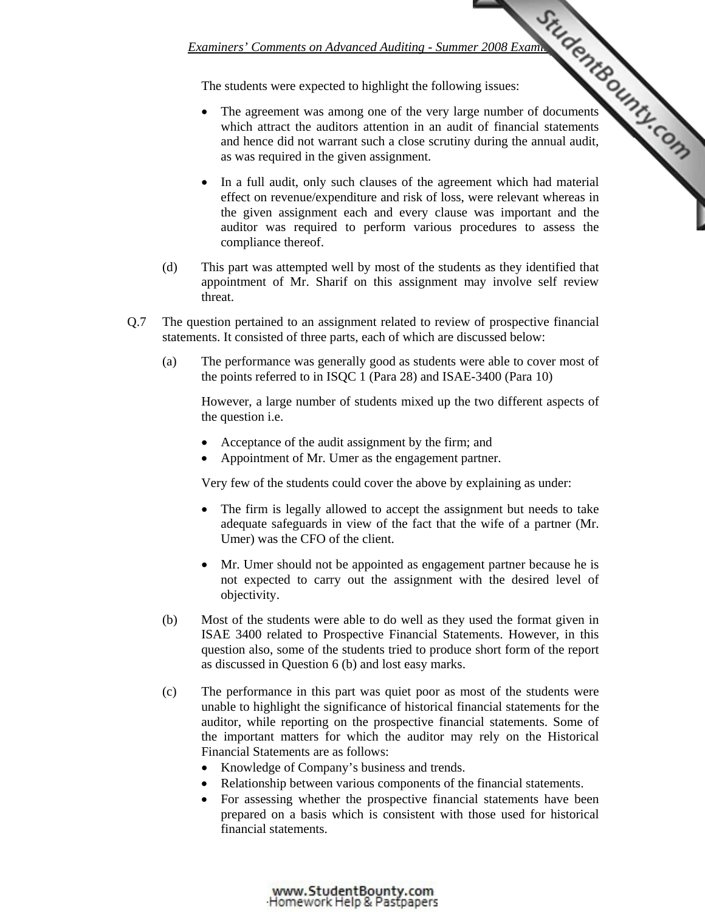The students were expected to highlight the following issues:

- The agreement was among one of the very large number of documents which attract the auditors attention in an audit of financial statements and hence did not warrant such a close scrutiny during the annual audit, as was required in the given assignment.
- In a full audit, only such clauses of the agreement which had material effect on revenue/expenditure and risk of loss, were relevant whereas in the given assignment each and every clause was important and the auditor was required to perform various procedures to assess the compliance thereof.

(d) This part was attempted well by most of the students as they identified that appointment of Mr. Sharif on this assignment may involve self review threat.

Q.7 The question pertained to an assignment related to review of prospective financial statements. It consisted of three parts, each of which are discussed below:

(a) The performance was generally good as students were able to cover most of the points referred to in ISQC 1 (Para 28) and ISAE-3400 (Para 10)

However, a large number of students mixed up the two different aspects of the question i.e.

- Acceptance of the audit assignment by the firm; and
- Appointment of Mr. Umer as the engagement partner.

Very few of the students could cover the above by explaining as under:

- The firm is legally allowed to accept the assignment but needs to take adequate safeguards in view of the fact that the wife of a partner (Mr. Umer) was the CFO of the client.
- Mr. Umer should not be appointed as engagement partner because he is not expected to carry out the assignment with the desired level of objectivity.

(b) Most of the students were able to do well as they used the format given in ISAE 3400 related to Prospective Financial Statements. However, in this question also, some of the students tried to produce short form of the report as discussed in Question 6 (b) and lost easy marks.

(c) The performance in this part was quiet poor as most of the students were unable to highlight the significance of historical financial statements for the auditor, while reporting on the prospective financial statements. Some of the important matters for which the auditor may rely on the Historical Financial Statements are as follows:

- Knowledge of Company's business and trends.
- Relationship between various components of the financial statements.
- For assessing whether the prospective financial statements have been prepared on a basis which is consistent with those used for historical financial statements.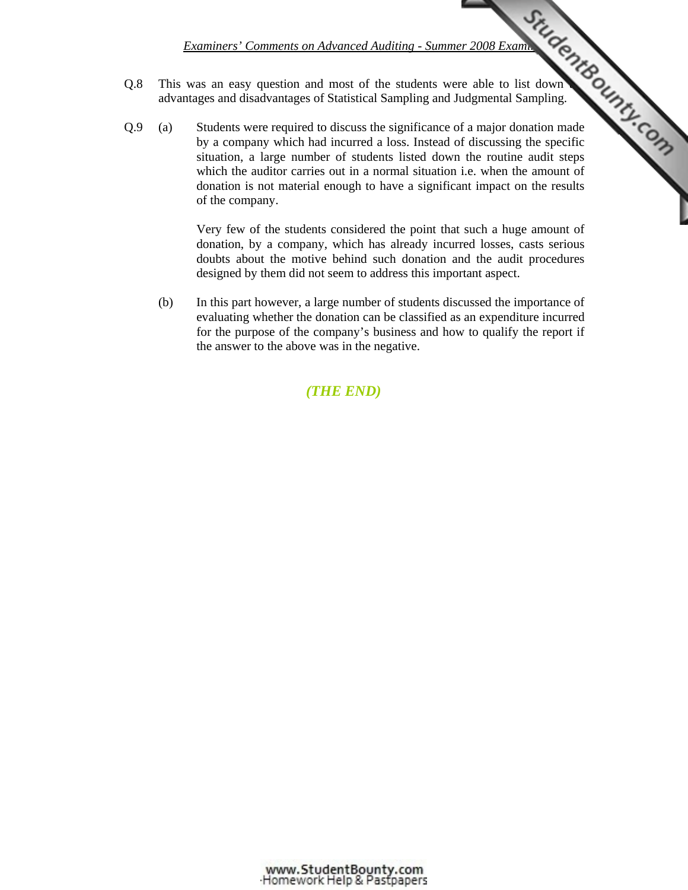Q.8 This was an easy question and most of the students were able to list down the advantages and disadvantages of Statistical Sampling and Judgmental Sampling.

Q.9 (a) Students were required to discuss the significance of a major donation made by a company which had incurred a loss. Instead of discussing the specific situation, a large number of students listed down the routine audit steps which the auditor carries out in a normal situation i.e. when the amount of donation is not material enough to have a significant impact on the results of the company.

Very few of the students considered the point that such a huge amount of donation, by a company, which has already incurred losses, casts serious doubts about the motive behind such donation and the audit procedures designed by them did not seem to address this important aspect.

(b) In this part however, a large number of students discussed the importance of evaluating whether the donation can be classified as an expenditure incurred for the purpose of the company's business and how to qualify the report if the answer to the above was in the negative.

*(THE END)*